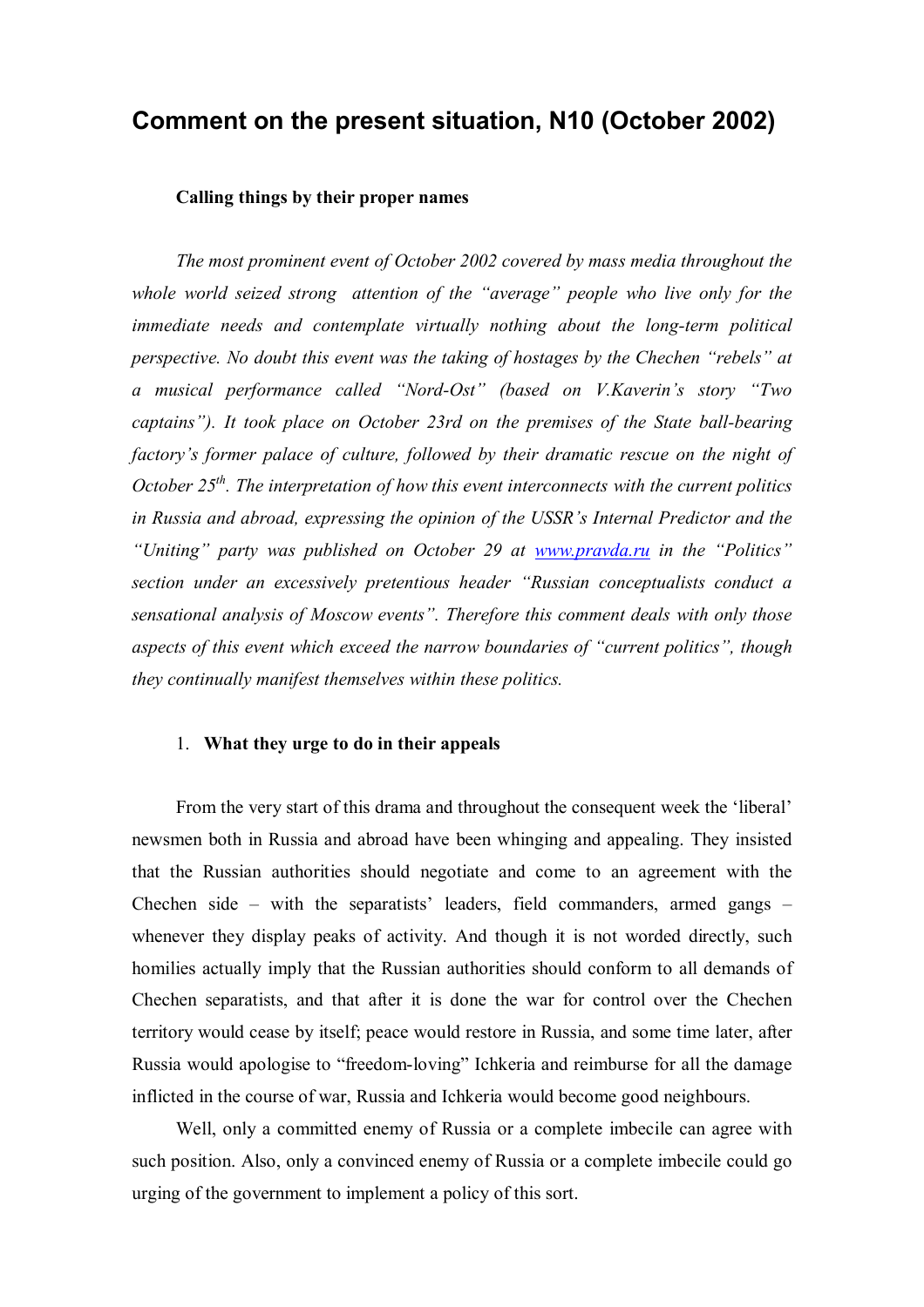# Comment on the present situation, N10 (October 2002)

**Calling things by their proper names**

*The most prominent event of October 2002 covered by mass media throughout the whole world seized strong attention of the "average" people who live only for the immediate needs and contemplate virtually nothing about the long-term political perspective. No doubt this event was the taking of hostages by the Chechen "rebels" at a musical performance called "Nord-Ost" (based on V.Kaverin's story "Two captains"). It took place on October 23rd on the premises of the State ball-bearing factory's former palace of culture, followed by their dramatic rescue on the night of October 25th. The interpretation of how this event interconnects with the current politics in Russia and abroad, expressing the opinion of the USSR's Internal Predictor and the "Uniting" party was published on October 29 at [www.pravda.ru](http://www.pravda.ru) in the "Politics" section under an excessively pretentious header "Russian conceptualists conduct a sensational analysis of Moscow events". Therefore this comment deals with only those aspects of this event which exceed the narrow boundaries of "current politics", though they continually manifest themselves within these politics.*

1. **What they urge to do in their appeals**

From the very start of this drama and throughout the consequent week the 'liberal' newsmen both in Russia and abroad have been whinging and appealing. They insisted that the Russian authorities should negotiate and come to an agreement with the Chechen side – with the separatists' leaders, field commanders, armed gangs – whenever they display peaks of activity. And though it is not worded directly, such homilies actually imply that the Russian authorities should conform to all demands of Chechen separatists, and that after it is done the war for control over the Chechen territory would cease by itself; peace would restore in Russia, and some time later, after Russia would apologise to "freedom-loving" Ichkeria and reimburse for all the damage inflicted in the course of war, Russia and Ichkeria would become good neighbours.

Well, only a committed enemy of Russia or a complete imbecile can agree with such position. Also, only a convinced enemy of Russia or a complete imbecile could go urging of the government to implement a policy of this sort.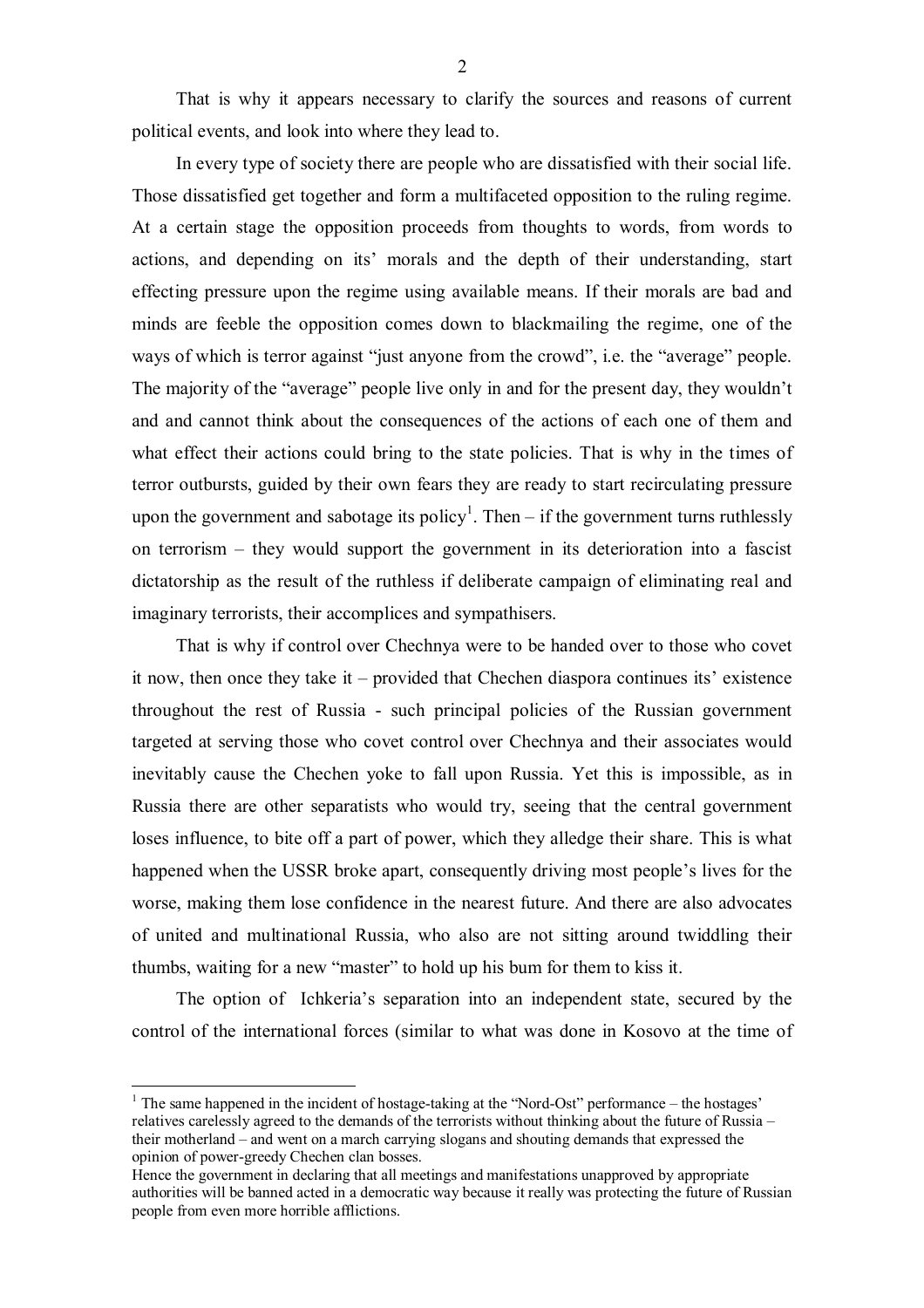That is why it appears necessary to clarify the sources and reasons of current political events, and look into where they lead to.

In every type of society there are people who are dissatisfied with their social life. Those dissatisfied get together and form a multifaceted opposition to the ruling regime. At a certain stage the opposition proceeds from thoughts to words, from words to actions, and depending on its' morals and the depth of their understanding, start effecting pressure upon the regime using available means. If their morals are bad and minds are feeble the opposition comes down to blackmailing the regime, one of the ways of which is terror against "just anyone from the crowd", i.e. the "average" people. The majority of the "average" people live only in and for the present day, they wouldn't and and cannot think about the consequences of the actions of each one of them and what effect their actions could bring to the state policies. That is why in the times of terror outbursts, guided by their own fears they are ready to start recirculating pressure upon the government and sabotage its policy[1]. Then – if the government turns ruthlessly on terrorism – they would support the government in its deterioration into a fascist dictatorship as the result of the ruthless if deliberate campaign of eliminating real and imaginary terrorists, their accomplices and sympathisers.

That is why if control over Chechnya were to be handed over to those who covet it now, then once they take it – provided that Chechen diaspora continues its' existence throughout the rest of Russia - such principal policies of the Russian government targeted at serving those who covet control over Chechnya and their associates would inevitably cause the Chechen yoke to fall upon Russia. Yet this is impossible, as in Russia there are other separatists who would try, seeing that the central government loses influence, to bite off a part of power, which they alledge their share. This is what happened when the USSR broke apart, consequently driving most people's lives for the worse, making them lose confidence in the nearest future. And there are also advocates of united and multinational Russia, who also are not sitting around twiddling their thumbs, waiting for a new "master" to hold up his bum for them to kiss it.

The option of Ichkeria's separation into an independent state, secured by the control of the international forces (similar to what was done in Kosovo at the time of

---

[1] The same happened in the incident of hostage-taking at the "Nord-Ost" performance – the hostages' relatives carelessly agreed to the demands of the terrorists without thinking about the future of Russia – their motherland – and went on a march carrying slogans and shouting demands that expressed the opinion of power-greedy Chechen clan bosses.
Hence the government in declaring that all meetings and manifestations unapproved by appropriate authorities will be banned acted in a democratic way because it really was protecting the future of Russian people from even more horrible afflictions.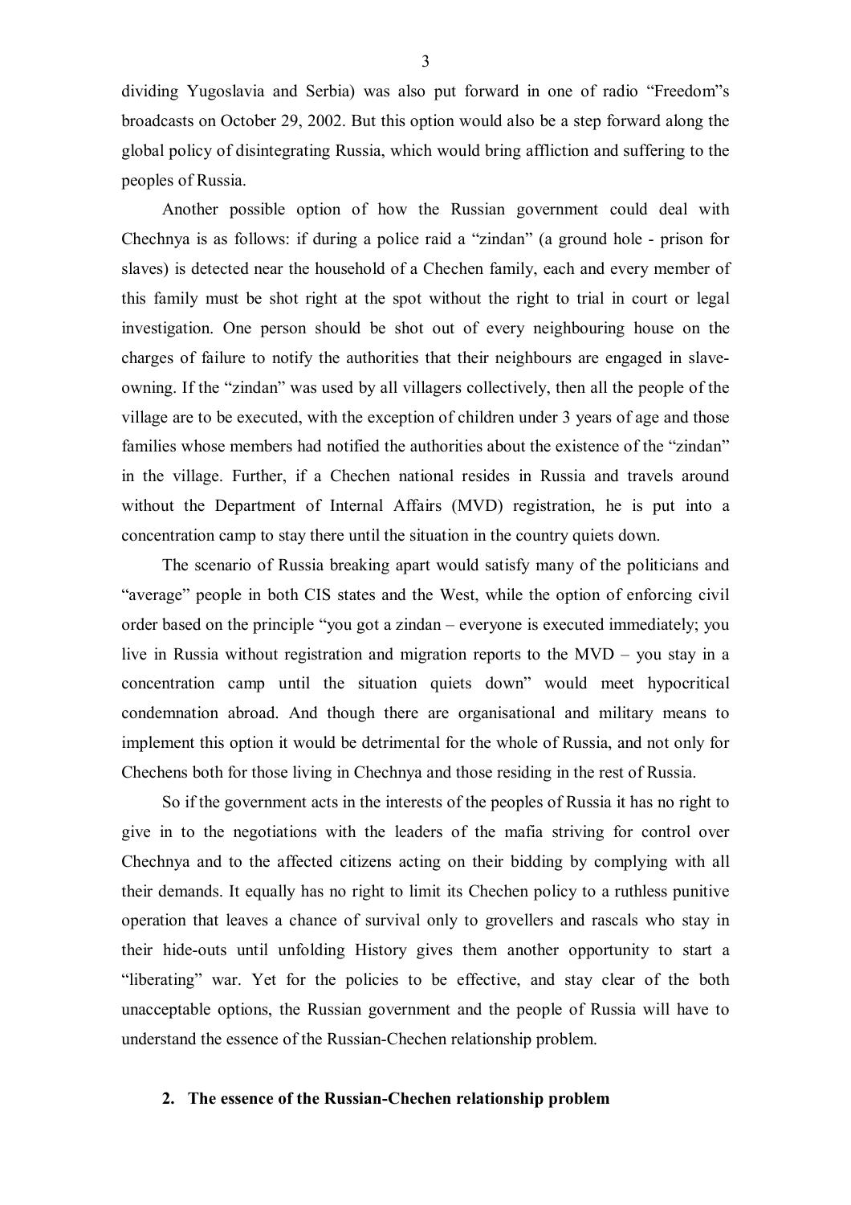dividing Yugoslavia and Serbia) was also put forward in one of radio "Freedom"s broadcasts on October 29, 2002. But this option would also be a step forward along the global policy of disintegrating Russia, which would bring affliction and suffering to the peoples of Russia.

Another possible option of how the Russian government could deal with Chechnya is as follows: if during a police raid a "zindan" (a ground hole - prison for slaves) is detected near the household of a Chechen family, each and every member of this family must be shot right at the spot without the right to trial in court or legal investigation. One person should be shot out of every neighbouring house on the charges of failure to notify the authorities that their neighbours are engaged in slave-owning. If the "zindan" was used by all villagers collectively, then all the people of the village are to be executed, with the exception of children under 3 years of age and those families whose members had notified the authorities about the existence of the "zindan" in the village. Further, if a Chechen national resides in Russia and travels around without the Department of Internal Affairs (MVD) registration, he is put into a concentration camp to stay there until the situation in the country quiets down.

The scenario of Russia breaking apart would satisfy many of the politicians and "average" people in both CIS states and the West, while the option of enforcing civil order based on the principle "you got a zindan – everyone is executed immediately; you live in Russia without registration and migration reports to the MVD – you stay in a concentration camp until the situation quiets down" would meet hypocritical condemnation abroad. And though there are organisational and military means to implement this option it would be detrimental for the whole of Russia, and not only for Chechens both for those living in Chechnya and those residing in the rest of Russia.

So if the government acts in the interests of the peoples of Russia it has no right to give in to the negotiations with the leaders of the mafia striving for control over Chechnya and to the affected citizens acting on their bidding by complying with all their demands. It equally has no right to limit its Chechen policy to a ruthless punitive operation that leaves a chance of survival only to grovellers and rascals who stay in their hide-outs until unfolding History gives them another opportunity to start a "liberating" war. Yet for the policies to be effective, and stay clear of the both unacceptable options, the Russian government and the people of Russia will have to understand the essence of the Russian-Chechen relationship problem.

## 2. The essence of the Russian-Chechen relationship problem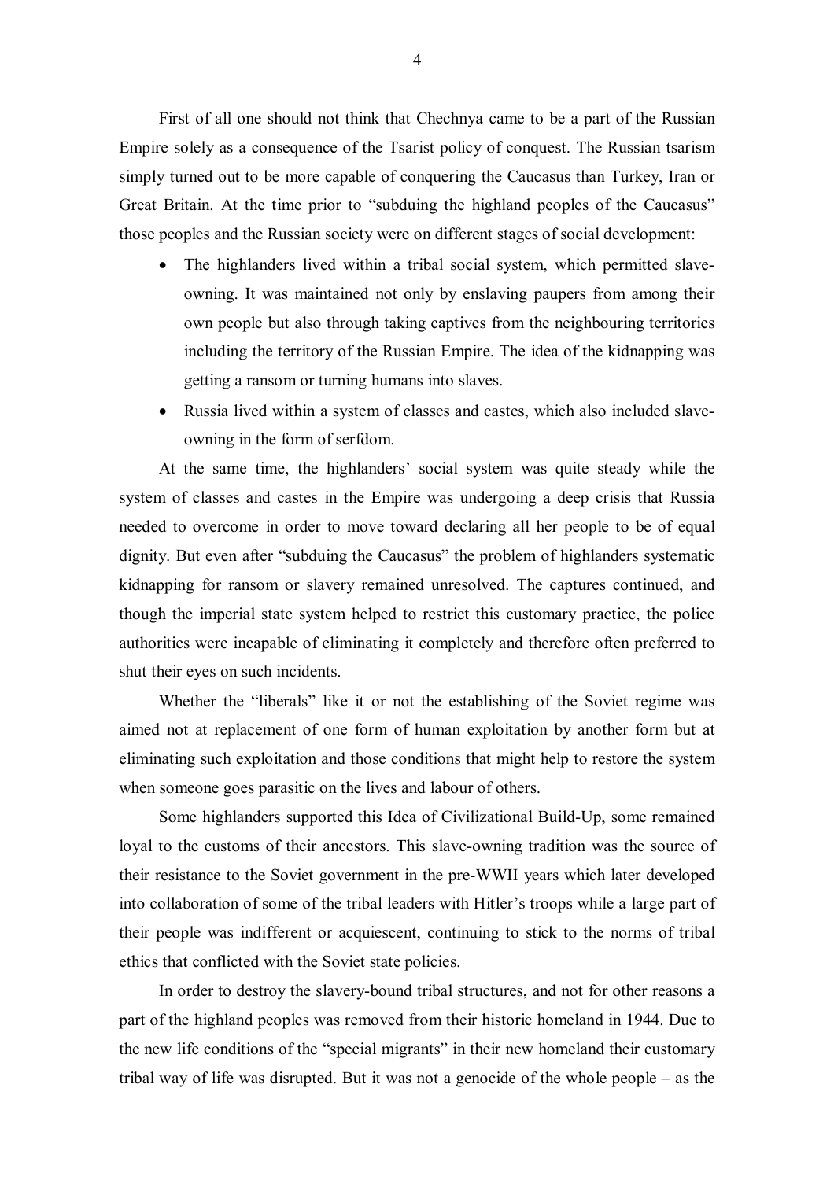First of all one should not think that Chechnya came to be a part of the Russian Empire solely as a consequence of the Tsarist policy of conquest. The Russian tsarism simply turned out to be more capable of conquering the Caucasus than Turkey, Iran or Great Britain. At the time prior to "subduing the highland peoples of the Caucasus" those peoples and the Russian society were on different stages of social development:

- The highlanders lived within a tribal social system, which permitted slave-owning. It was maintained not only by enslaving paupers from among their own people but also through taking captives from the neighbouring territories including the territory of the Russian Empire. The idea of the kidnapping was getting a ransom or turning humans into slaves.
- Russia lived within a system of classes and castes, which also included slave-owning in the form of serfdom.

At the same time, the highlanders' social system was quite steady while the system of classes and castes in the Empire was undergoing a deep crisis that Russia needed to overcome in order to move toward declaring all her people to be of equal dignity. But even after "subduing the Caucasus" the problem of highlanders systematic kidnapping for ransom or slavery remained unresolved. The captures continued, and though the imperial state system helped to restrict this customary practice, the police authorities were incapable of eliminating it completely and therefore often preferred to shut their eyes on such incidents.

Whether the "liberals" like it or not the establishing of the Soviet regime was aimed not at replacement of one form of human exploitation by another form but at eliminating such exploitation and those conditions that might help to restore the system when someone goes parasitic on the lives and labour of others.

Some highlanders supported this Idea of Civilizational Build-Up, some remained loyal to the customs of their ancestors. This slave-owning tradition was the source of their resistance to the Soviet government in the pre-WWII years which later developed into collaboration of some of the tribal leaders with Hitler's troops while a large part of their people was indifferent or acquiescent, continuing to stick to the norms of tribal ethics that conflicted with the Soviet state policies.

In order to destroy the slavery-bound tribal structures, and not for other reasons a part of the highland peoples was removed from their historic homeland in 1944. Due to the new life conditions of the "special migrants" in their new homeland their customary tribal way of life was disrupted. But it was not a genocide of the whole people – as the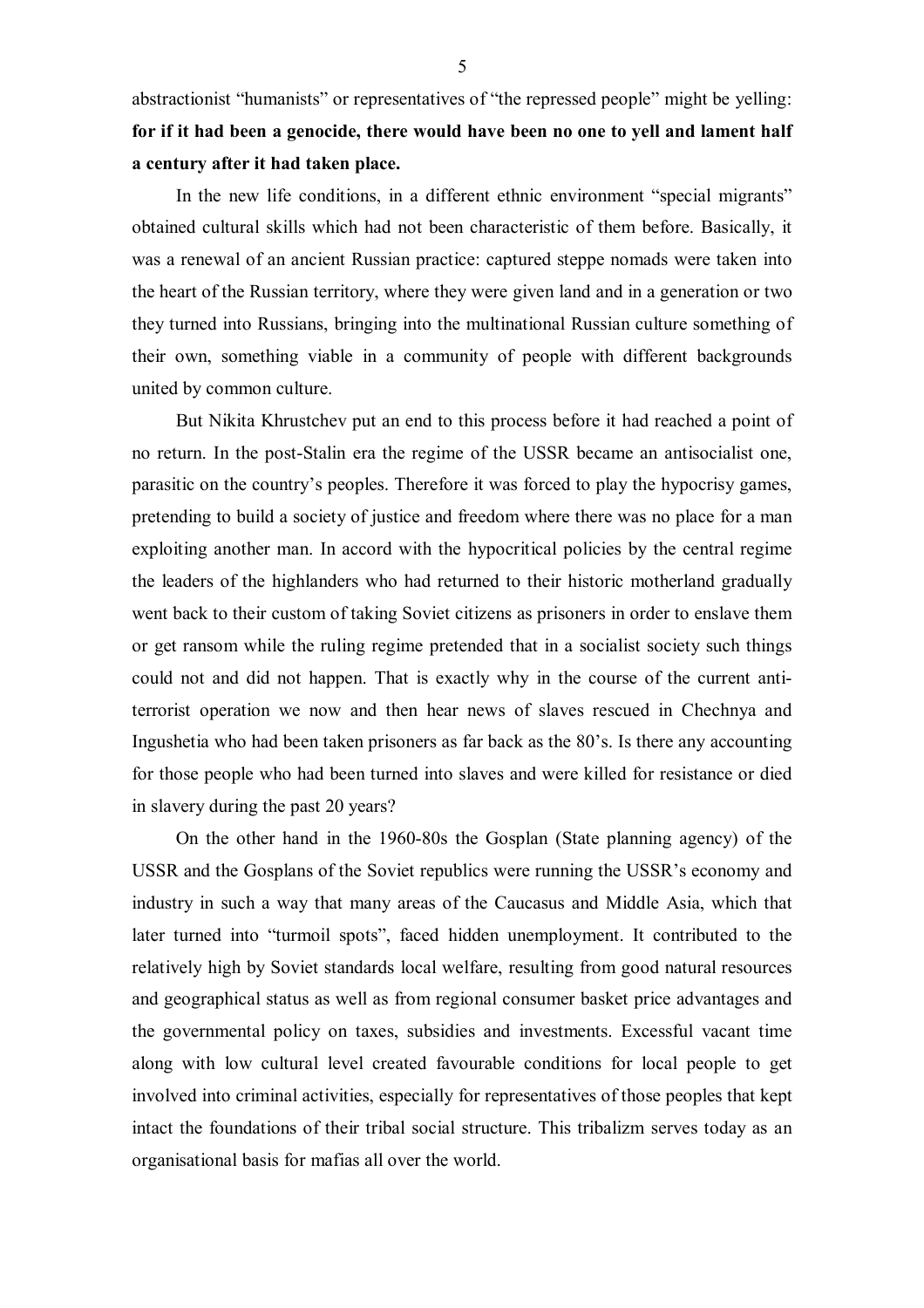abstractionist "humanists" or representatives of "the repressed people" might be yelling: **for if it had been a genocide, there would have been no one to yell and lament half a century after it had taken place.**

In the new life conditions, in a different ethnic environment "special migrants" obtained cultural skills which had not been characteristic of them before. Basically, it was a renewal of an ancient Russian practice: captured steppe nomads were taken into the heart of the Russian territory, where they were given land and in a generation or two they turned into Russians, bringing into the multinational Russian culture something of their own, something viable in a community of people with different backgrounds united by common culture.

But Nikita Khrustchev put an end to this process before it had reached a point of no return. In the post-Stalin era the regime of the USSR became an antisocialist one, parasitic on the country's peoples. Therefore it was forced to play the hypocrisy games, pretending to build a society of justice and freedom where there was no place for a man exploiting another man. In accord with the hypocritical policies by the central regime the leaders of the highlanders who had returned to their historic motherland gradually went back to their custom of taking Soviet citizens as prisoners in order to enslave them or get ransom while the ruling regime pretended that in a socialist society such things could not and did not happen. That is exactly why in the course of the current anti-terrorist operation we now and then hear news of slaves rescued in Chechnya and Ingushetia who had been taken prisoners as far back as the 80's. Is there any accounting for those people who had been turned into slaves and were killed for resistance or died in slavery during the past 20 years?

On the other hand in the 1960-80s the Gosplan (State planning agency) of the USSR and the Gosplans of the Soviet republics were running the USSR's economy and industry in such a way that many areas of the Caucasus and Middle Asia, which that later turned into "turmoil spots", faced hidden unemployment. It contributed to the relatively high by Soviet standards local welfare, resulting from good natural resources and geographical status as well as from regional consumer basket price advantages and the governmental policy on taxes, subsidies and investments. Excessful vacant time along with low cultural level created favourable conditions for local people to get involved into criminal activities, especially for representatives of those peoples that kept intact the foundations of their tribal social structure. This tribalizm serves today as an organisational basis for mafias all over the world.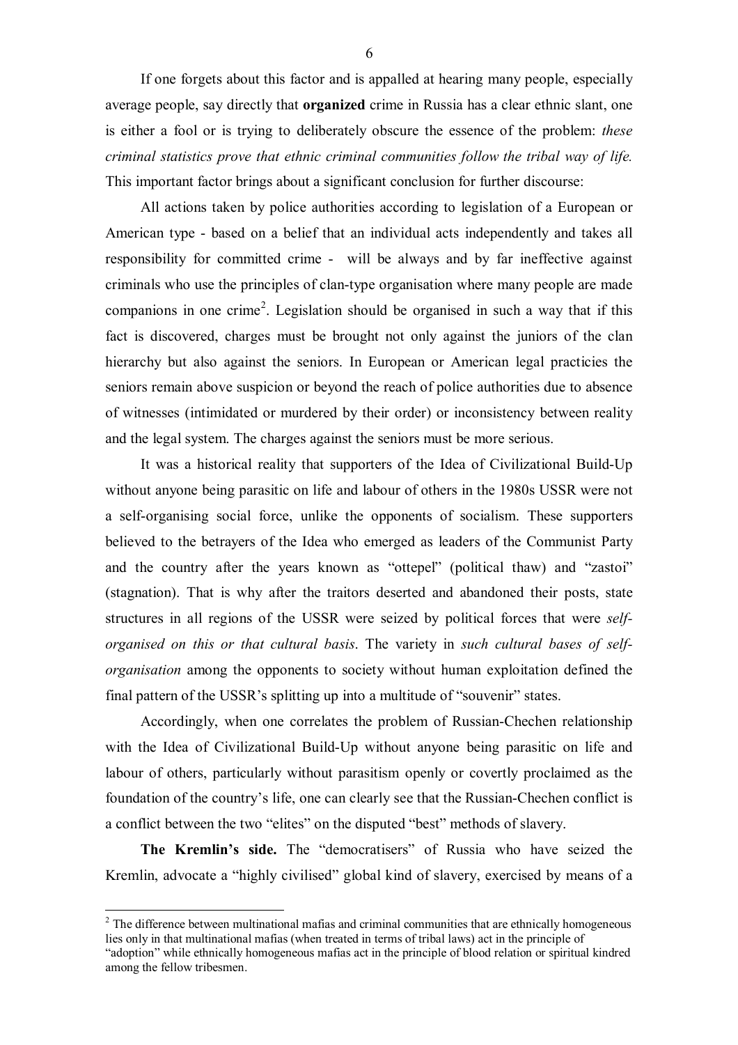If one forgets about this factor and is appalled at hearing many people, especially average people, say directly that **organized** crime in Russia has a clear ethnic slant, one is either a fool or is trying to deliberately obscure the essence of the problem: *these criminal statistics prove that ethnic criminal communities follow the tribal way of life.* This important factor brings about a significant conclusion for further discourse:

All actions taken by police authorities according to legislation of a European or American type - based on a belief that an individual acts independently and takes all responsibility for committed crime - will be always and by far ineffective against criminals who use the principles of clan-type organisation where many people are made companions in one crime[2]. Legislation should be organised in such a way that if this fact is discovered, charges must be brought not only against the juniors of the clan hierarchy but also against the seniors. In European or American legal practicies the seniors remain above suspicion or beyond the reach of police authorities due to absence of witnesses (intimidated or murdered by their order) or inconsistency between reality and the legal system. The charges against the seniors must be more serious.

It was a historical reality that supporters of the Idea of Civilizational Build-Up without anyone being parasitic on life and labour of others in the 1980s USSR were not a self-organising social force, unlike the opponents of socialism. These supporters believed to the betrayers of the Idea who emerged as leaders of the Communist Party and the country after the years known as "ottepel" (political thaw) and "zastoi" (stagnation). That is why after the traitors deserted and abandoned their posts, state structures in all regions of the USSR were seized by political forces that were *self-organised on this or that cultural basis*. The variety in *such cultural bases of self-organisation* among the opponents to society without human exploitation defined the final pattern of the USSR's splitting up into a multitude of "souvenir" states.

Accordingly, when one correlates the problem of Russian-Chechen relationship with the Idea of Civilizational Build-Up without anyone being parasitic on life and labour of others, particularly without parasitism openly or covertly proclaimed as the foundation of the country's life, one can clearly see that the Russian-Chechen conflict is a conflict between the two "elites" on the disputed "best" methods of slavery.

**The Kremlin's side.** The "democratisers" of Russia who have seized the Kremlin, advocate a "highly civilised" global kind of slavery, exercised by means of a

---

[2] The difference between multinational mafias and criminal communities that are ethnically homogeneous lies only in that multinational mafias (when treated in terms of tribal laws) act in the principle of "adoption" while ethnically homogeneous mafias act in the principle of blood relation or spiritual kindred among the fellow tribesmen.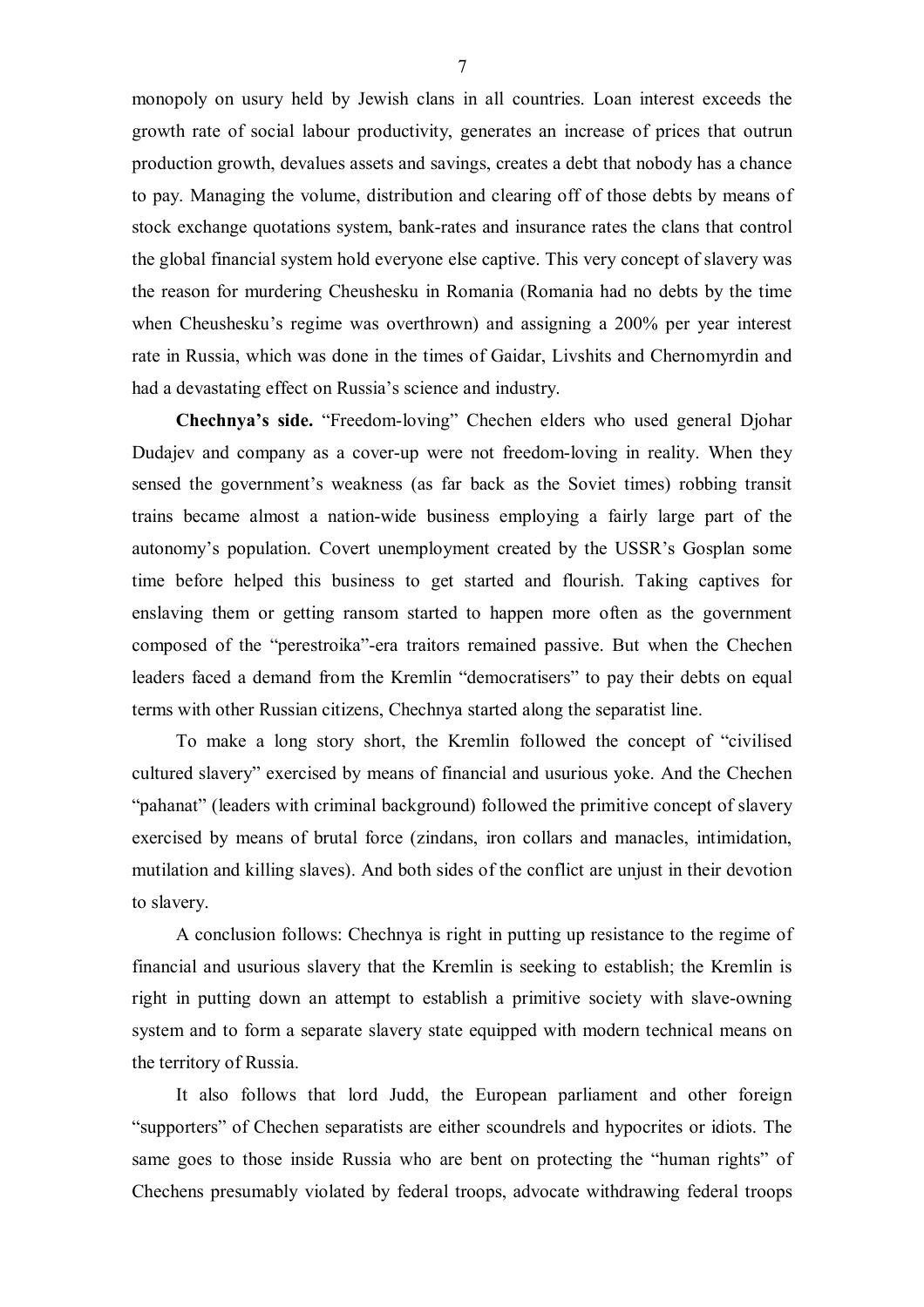monopoly on usury held by Jewish clans in all countries. Loan interest exceeds the growth rate of social labour productivity, generates an increase of prices that outrun production growth, devalues assets and savings, creates a debt that nobody has a chance to pay. Managing the volume, distribution and clearing off of those debts by means of stock exchange quotations system, bank-rates and insurance rates the clans that control the global financial system hold everyone else captive. This very concept of slavery was the reason for murdering Cheushesku in Romania (Romania had no debts by the time when Cheushesku's regime was overthrown) and assigning a 200% per year interest rate in Russia, which was done in the times of Gaidar, Livshits and Chernomyrdin and had a devastating effect on Russia's science and industry.

**Chechnya's side.** "Freedom-loving" Chechen elders who used general Djohar Dudajev and company as a cover-up were not freedom-loving in reality. When they sensed the government's weakness (as far back as the Soviet times) robbing transit trains became almost a nation-wide business employing a fairly large part of the autonomy's population. Covert unemployment created by the USSR's Gosplan some time before helped this business to get started and flourish. Taking captives for enslaving them or getting ransom started to happen more often as the government composed of the "perestroika"-era traitors remained passive. But when the Chechen leaders faced a demand from the Kremlin "democratisers" to pay their debts on equal terms with other Russian citizens, Chechnya started along the separatist line.

To make a long story short, the Kremlin followed the concept of "civilised cultured slavery" exercised by means of financial and usurious yoke. And the Chechen "pahanat" (leaders with criminal background) followed the primitive concept of slavery exercised by means of brutal force (zindans, iron collars and manacles, intimidation, mutilation and killing slaves). And both sides of the conflict are unjust in their devotion to slavery.

A conclusion follows: Chechnya is right in putting up resistance to the regime of financial and usurious slavery that the Kremlin is seeking to establish; the Kremlin is right in putting down an attempt to establish a primitive society with slave-owning system and to form a separate slavery state equipped with modern technical means on the territory of Russia.

It also follows that lord Judd, the European parliament and other foreign "supporters" of Chechen separatists are either scoundrels and hypocrites or idiots. The same goes to those inside Russia who are bent on protecting the "human rights" of Chechens presumably violated by federal troops, advocate withdrawing federal troops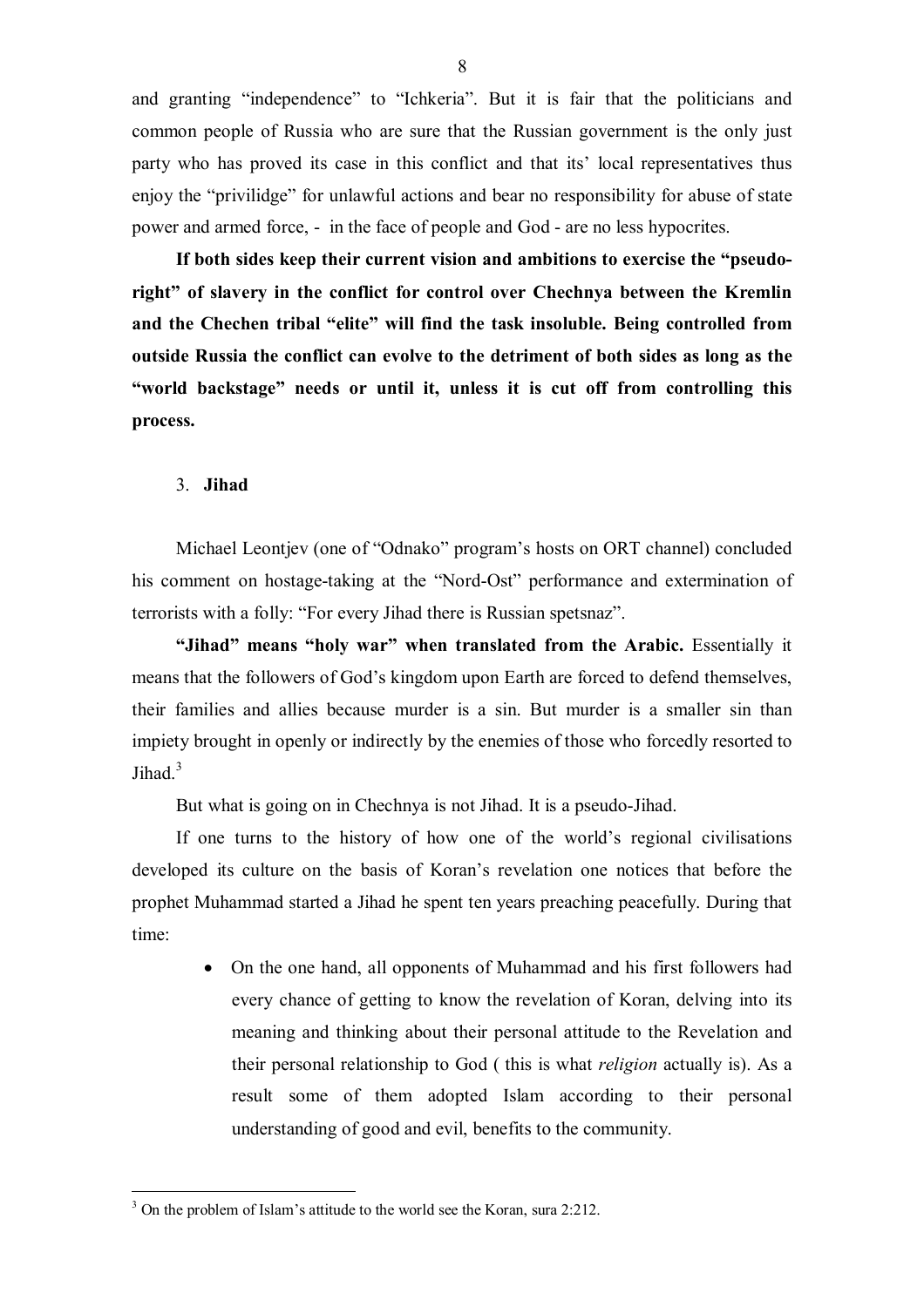and granting "independence" to "Ichkeria". But it is fair that the politicians and common people of Russia who are sure that the Russian government is the only just party who has proved its case in this conflict and that its' local representatives thus enjoy the "privilidge" for unlawful actions and bear no responsibility for abuse of state power and armed force, - in the face of people and God - are no less hypocrites.

**If both sides keep their current vision and ambitions to exercise the "pseudo-right" of slavery in the conflict for control over Chechnya between the Kremlin and the Chechen tribal "elite" will find the task insoluble. Being controlled from outside Russia the conflict can evolve to the detriment of both sides as long as the "world backstage" needs or until it, unless it is cut off from controlling this process.**

## 3. **Jihad**

Michael Leontjev (one of "Odnako" program's hosts on ORT channel) concluded his comment on hostage-taking at the "Nord-Ost" performance and extermination of terrorists with a folly: "For every Jihad there is Russian spetsnaz".

**"Jihad" means "holy war" when translated from the Arabic.** Essentially it means that the followers of God's kingdom upon Earth are forced to defend themselves, their families and allies because murder is a sin. But murder is a smaller sin than impiety brought in openly or indirectly by the enemies of those who forcedly resorted to Jihad.[3]

But what is going on in Chechnya is not Jihad. It is a pseudo-Jihad.

If one turns to the history of how one of the world's regional civilisations developed its culture on the basis of Koran's revelation one notices that before the prophet Muhammad started a Jihad he spent ten years preaching peacefully. During that time:

- On the one hand, all opponents of Muhammad and his first followers had every chance of getting to know the revelation of Koran, delving into its meaning and thinking about their personal attitude to the Revelation and their personal relationship to God ( this is what *religion* actually is). As a result some of them adopted Islam according to their personal understanding of good and evil, benefits to the community.

[3] On the problem of Islam's attitude to the world see the Koran, sura 2:212.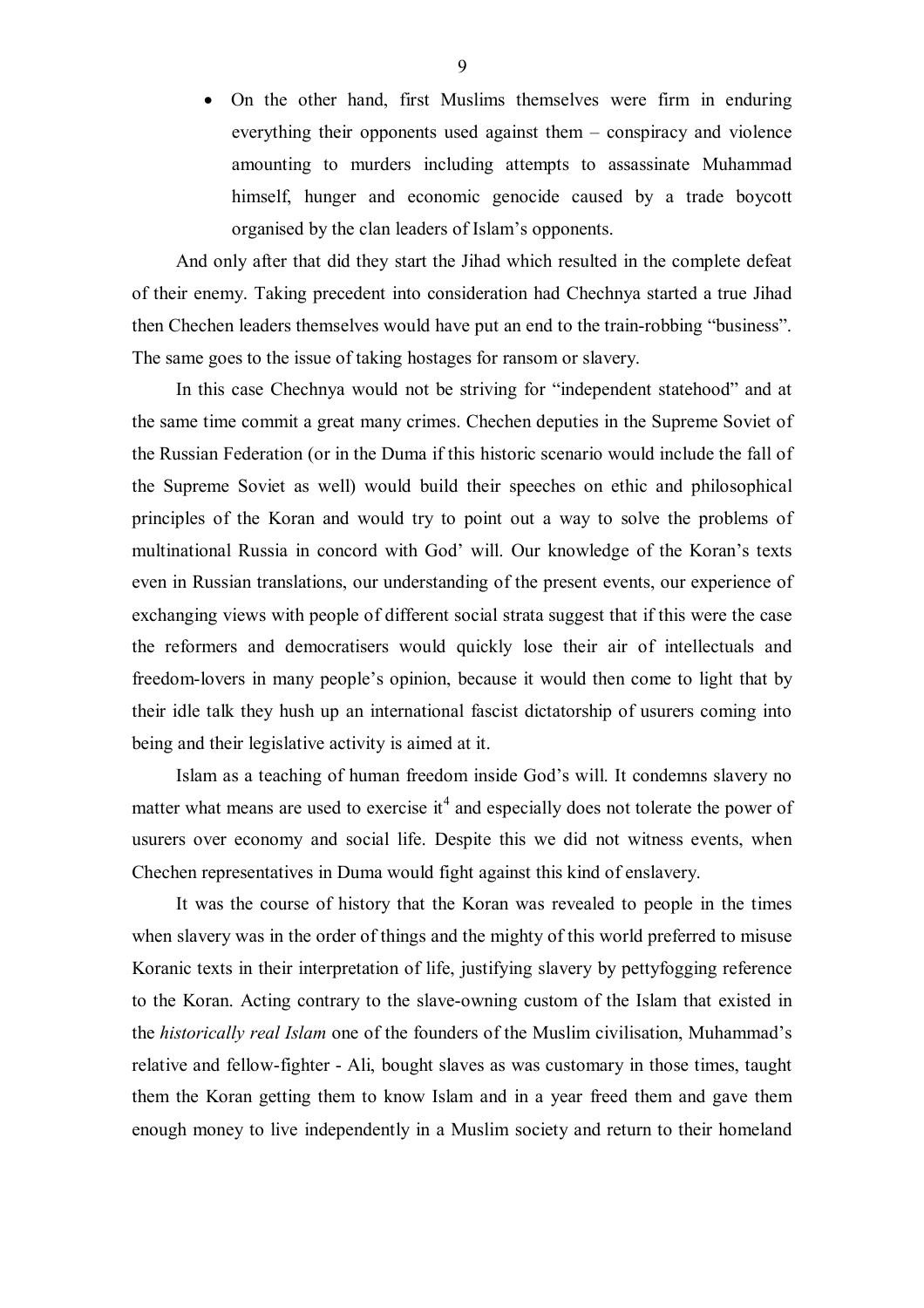- On the other hand, first Muslims themselves were firm in enduring everything their opponents used against them – conspiracy and violence amounting to murders including attempts to assassinate Muhammad himself, hunger and economic genocide caused by a trade boycott organised by the clan leaders of Islam's opponents.

And only after that did they start the Jihad which resulted in the complete defeat of their enemy. Taking precedent into consideration had Chechnya started a true Jihad then Chechen leaders themselves would have put an end to the train-robbing "business". The same goes to the issue of taking hostages for ransom or slavery.

In this case Chechnya would not be striving for "independent statehood" and at the same time commit a great many crimes. Chechen deputies in the Supreme Soviet of the Russian Federation (or in the Duma if this historic scenario would include the fall of the Supreme Soviet as well) would build their speeches on ethic and philosophical principles of the Koran and would try to point out a way to solve the problems of multinational Russia in concord with God' will. Our knowledge of the Koran's texts even in Russian translations, our understanding of the present events, our experience of exchanging views with people of different social strata suggest that if this were the case the reformers and democratisers would quickly lose their air of intellectuals and freedom-lovers in many people's opinion, because it would then come to light that by their idle talk they hush up an international fascist dictatorship of usurers coming into being and their legislative activity is aimed at it.

Islam as a teaching of human freedom inside God's will. It condemns slavery no matter what means are used to exercise it[4] and especially does not tolerate the power of usurers over economy and social life. Despite this we did not witness events, when Chechen representatives in Duma would fight against this kind of enslavery.

It was the course of history that the Koran was revealed to people in the times when slavery was in the order of things and the mighty of this world preferred to misuse Koranic texts in their interpretation of life, justifying slavery by pettyfogging reference to the Koran. Acting contrary to the slave-owning custom of the Islam that existed in the *historically real Islam* one of the founders of the Muslim civilisation, Muhammad's relative and fellow-fighter - Ali, bought slaves as was customary in those times, taught them the Koran getting them to know Islam and in a year freed them and gave them enough money to live independently in a Muslim society and return to their homeland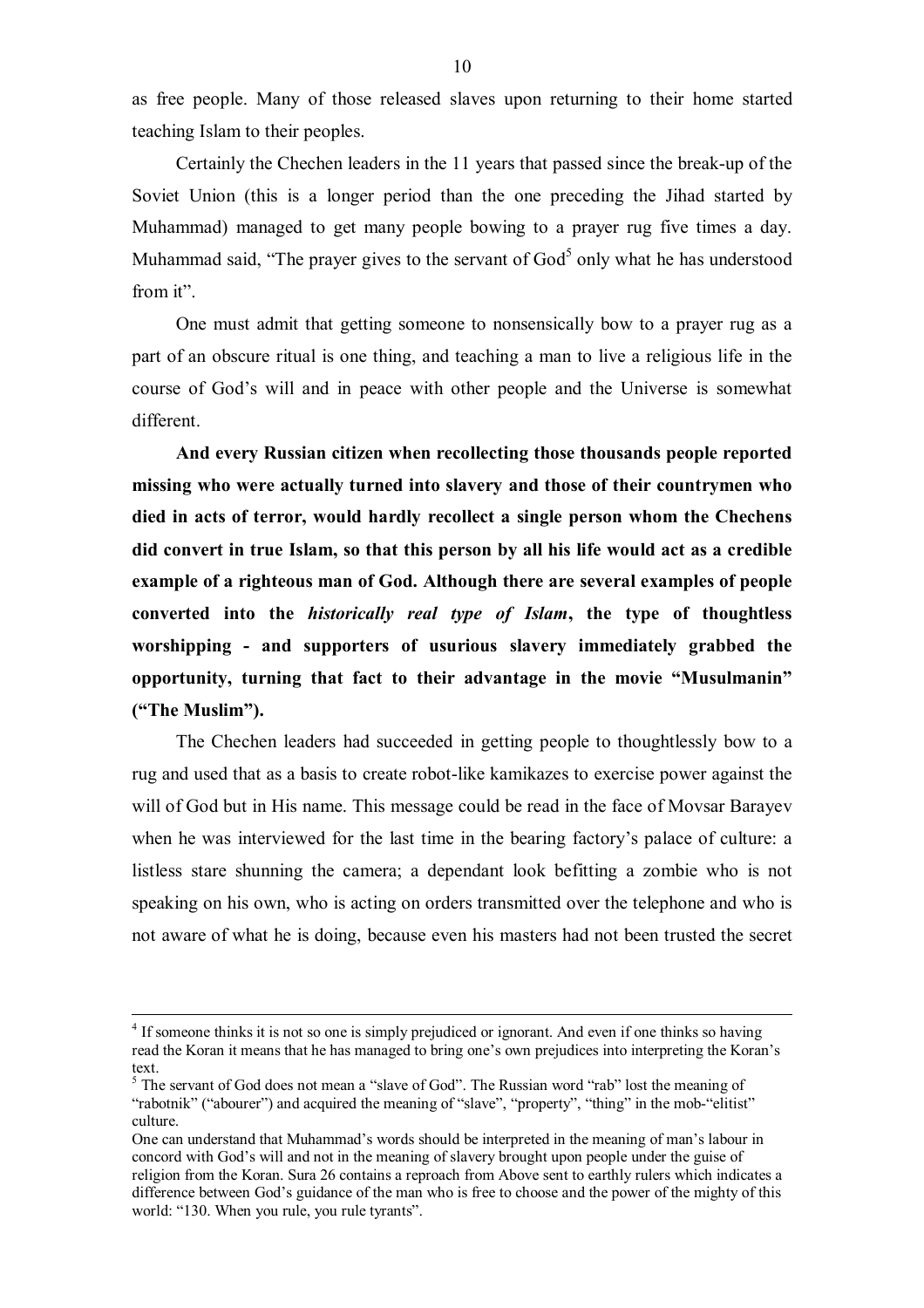as free people. Many of those released slaves upon returning to their home started teaching Islam to their peoples.

Certainly the Chechen leaders in the 11 years that passed since the break-up of the Soviet Union (this is a longer period than the one preceding the Jihad started by Muhammad) managed to get many people bowing to a prayer rug five times a day. Muhammad said, "The prayer gives to the servant of God[5] only what he has understood from it".

One must admit that getting someone to nonsensically bow to a prayer rug as a part of an obscure ritual is one thing, and teaching a man to live a religious life in the course of God's will and in peace with other people and the Universe is somewhat different.

**And every Russian citizen when recollecting those thousands people reported missing who were actually turned into slavery and those of their countrymen who died in acts of terror, would hardly recollect a single person whom the Chechens did convert in true Islam, so that this person by all his life would act as a credible example of a righteous man of God. Although there are several examples of people converted into the *historically real type of Islam*, the type of thoughtless worshipping - and supporters of usurious slavery immediately grabbed the opportunity, turning that fact to their advantage in the movie "Musulmanin" ("The Muslim").**

The Chechen leaders had succeeded in getting people to thoughtlessly bow to a rug and used that as a basis to create robot-like kamikazes to exercise power against the will of God but in His name. This message could be read in the face of Movsar Barayev when he was interviewed for the last time in the bearing factory's palace of culture: a listless stare shunning the camera; a dependant look befitting a zombie who is not speaking on his own, who is acting on orders transmitted over the telephone and who is not aware of what he is doing, because even his masters had not been trusted the secret

---

[4] If someone thinks it is not so one is simply prejudiced or ignorant. And even if one thinks so having read the Koran it means that he has managed to bring one's own prejudices into interpreting the Koran's text.

[5] The servant of God does not mean a "slave of God". The Russian word "rab" lost the meaning of "rabotnik" ("abourer") and acquired the meaning of "slave", "property", "thing" in the mob-"elitist" culture.

One can understand that Muhammad's words should be interpreted in the meaning of man's labour in concord with God's will and not in the meaning of slavery brought upon people under the guise of religion from the Koran. Sura 26 contains a reproach from Above sent to earthly rulers which indicates a difference between God's guidance of the man who is free to choose and the power of the mighty of this world: "130. When you rule, you rule tyrants".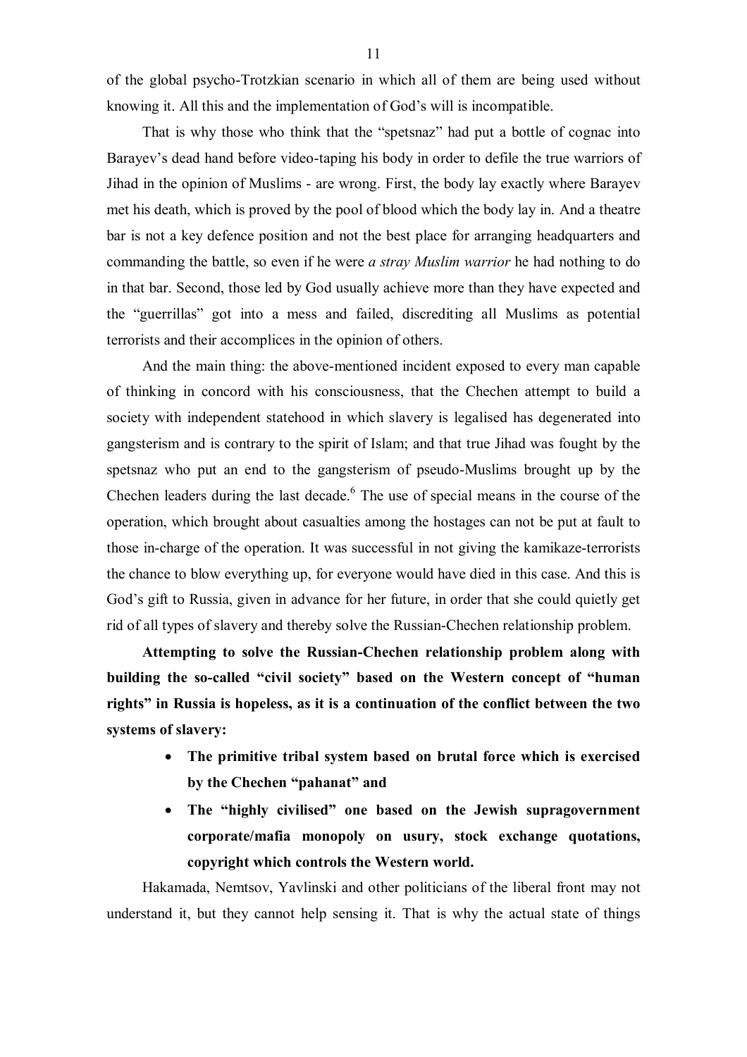of the global psycho-Trotzkian scenario in which all of them are being used without knowing it. All this and the implementation of God's will is incompatible.

That is why those who think that the "spetsnaz" had put a bottle of cognac into Barayev's dead hand before video-taping his body in order to defile the true warriors of Jihad in the opinion of Muslims - are wrong. First, the body lay exactly where Barayev met his death, which is proved by the pool of blood which the body lay in. And a theatre bar is not a key defence position and not the best place for arranging headquarters and commanding the battle, so even if he were *a stray Muslim warrior* he had nothing to do in that bar. Second, those led by God usually achieve more than they have expected and the "guerrillas" got into a mess and failed, discrediting all Muslims as potential terrorists and their accomplices in the opinion of others.

And the main thing: the above-mentioned incident exposed to every man capable of thinking in concord with his consciousness, that the Chechen attempt to build a society with independent statehood in which slavery is legalised has degenerated into gangsterism and is contrary to the spirit of Islam; and that true Jihad was fought by the spetsnaz who put an end to the gangsterism of pseudo-Muslims brought up by the Chechen leaders during the last decade.[6] The use of special means in the course of the operation, which brought about casualties among the hostages can not be put at fault to those in-charge of the operation. It was successful in not giving the kamikaze-terrorists the chance to blow everything up, for everyone would have died in this case. And this is God's gift to Russia, given in advance for her future, in order that she could quietly get rid of all types of slavery and thereby solve the Russian-Chechen relationship problem.

**Attempting to solve the Russian-Chechen relationship problem along with building the so-called "civil society" based on the Western concept of "human rights" in Russia is hopeless, as it is a continuation of the conflict between the two systems of slavery:**

- **The primitive tribal system based on brutal force which is exercised by the Chechen "pahanat" and**
- **The "highly civilised" one based on the Jewish supragovernment corporate/mafia monopoly on usury, stock exchange quotations, copyright which controls the Western world.**

Hakamada, Nemtsov, Yavlinski and other politicians of the liberal front may not understand it, but they cannot help sensing it. That is why the actual state of things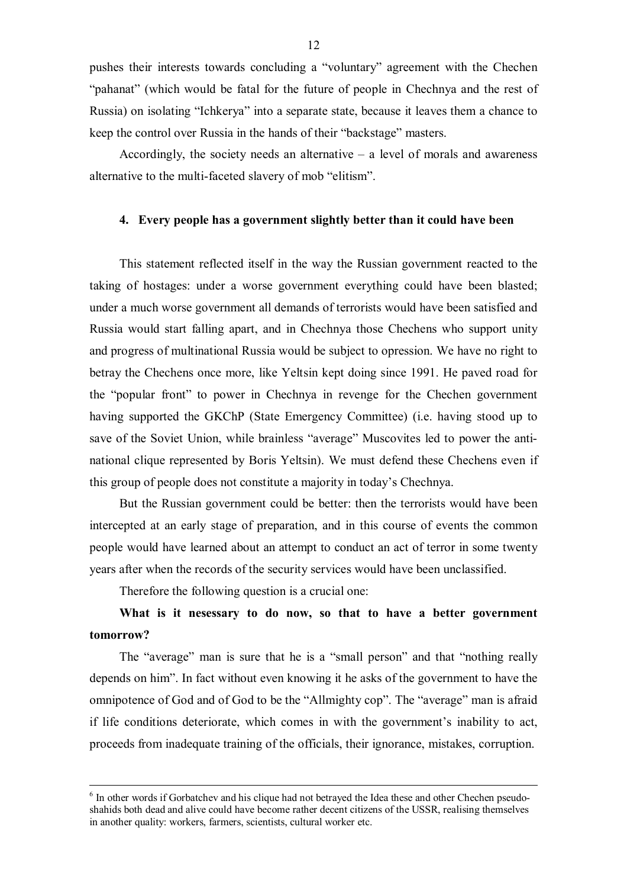pushes their interests towards concluding a "voluntary" agreement with the Chechen "pahanat" (which would be fatal for the future of people in Chechnya and the rest of Russia) on isolating "Ichkerya" into a separate state, because it leaves them a chance to keep the control over Russia in the hands of their "backstage" masters.

Accordingly, the society needs an alternative – a level of morals and awareness alternative to the multi-faceted slavery of mob "elitism".

### 4. Every people has a government slightly better than it could have been

This statement reflected itself in the way the Russian government reacted to the taking of hostages: under a worse government everything could have been blasted; under a much worse government all demands of terrorists would have been satisfied and Russia would start falling apart, and in Chechnya those Chechens who support unity and progress of multinational Russia would be subject to opression. We have no right to betray the Chechens once more, like Yeltsin kept doing since 1991. He paved road for the "popular front" to power in Chechnya in revenge for the Chechen government having supported the GKChP (State Emergency Committee) (i.e. having stood up to save of the Soviet Union, while brainless "average" Muscovites led to power the anti-national clique represented by Boris Yeltsin). We must defend these Chechens even if this group of people does not constitute a majority in today's Chechnya.

But the Russian government could be better: then the terrorists would have been intercepted at an early stage of preparation, and in this course of events the common people would have learned about an attempt to conduct an act of terror in some twenty years after when the records of the security services would have been unclassified.

Therefore the following question is a crucial one:

**What is it nesessary to do now, so that to have a better government tomorrow?**

The "average" man is sure that he is a "small person" and that "nothing really depends on him". In fact without even knowing it he asks of the government to have the omnipotence of God and of God to be the "Allmighty cop". The "average" man is afraid if life conditions deteriorate, which comes in with the government's inability to act, proceeds from inadequate training of the officials, their ignorance, mistakes, corruption.

---

[6] In other words if Gorbatchev and his clique had not betrayed the Idea these and other Chechen pseudo-shahids both dead and alive could have become rather decent citizens of the USSR, realising themselves in another quality: workers, farmers, scientists, cultural worker etc.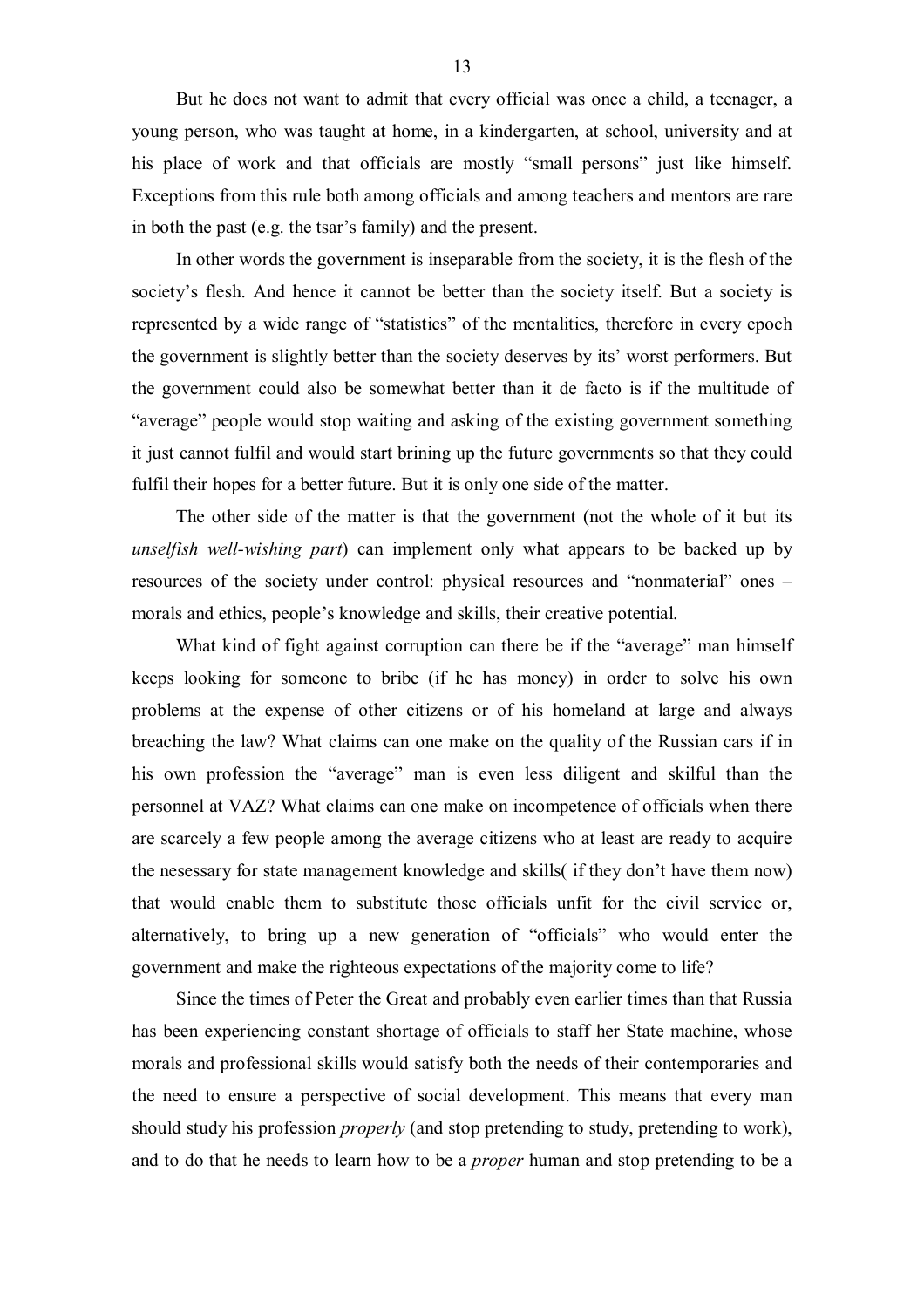But he does not want to admit that every official was once a child, a teenager, a young person, who was taught at home, in a kindergarten, at school, university and at his place of work and that officials are mostly "small persons" just like himself. Exceptions from this rule both among officials and among teachers and mentors are rare in both the past (e.g. the tsar's family) and the present.

In other words the government is inseparable from the society, it is the flesh of the society's flesh. And hence it cannot be better than the society itself. But a society is represented by a wide range of "statistics" of the mentalities, therefore in every epoch the government is slightly better than the society deserves by its' worst performers. But the government could also be somewhat better than it de facto is if the multitude of "average" people would stop waiting and asking of the existing government something it just cannot fulfil and would start brining up the future governments so that they could fulfil their hopes for a better future. But it is only one side of the matter.

The other side of the matter is that the government (not the whole of it but its *unselfish well-wishing part*) can implement only what appears to be backed up by resources of the society under control: physical resources and "nonmaterial" ones – morals and ethics, people's knowledge and skills, their creative potential.

What kind of fight against corruption can there be if the "average" man himself keeps looking for someone to bribe (if he has money) in order to solve his own problems at the expense of other citizens or of his homeland at large and always breaching the law? What claims can one make on the quality of the Russian cars if in his own profession the "average" man is even less diligent and skilful than the personnel at VAZ? What claims can one make on incompetence of officials when there are scarcely a few people among the average citizens who at least are ready to acquire the nesessary for state management knowledge and skills( if they don't have them now) that would enable them to substitute those officials unfit for the civil service or, alternatively, to bring up a new generation of "officials" who would enter the government and make the righteous expectations of the majority come to life?

Since the times of Peter the Great and probably even earlier times than that Russia has been experiencing constant shortage of officials to staff her State machine, whose morals and professional skills would satisfy both the needs of their contemporaries and the need to ensure a perspective of social development. This means that every man should study his profession *properly* (and stop pretending to study, pretending to work), and to do that he needs to learn how to be a *proper* human and stop pretending to be a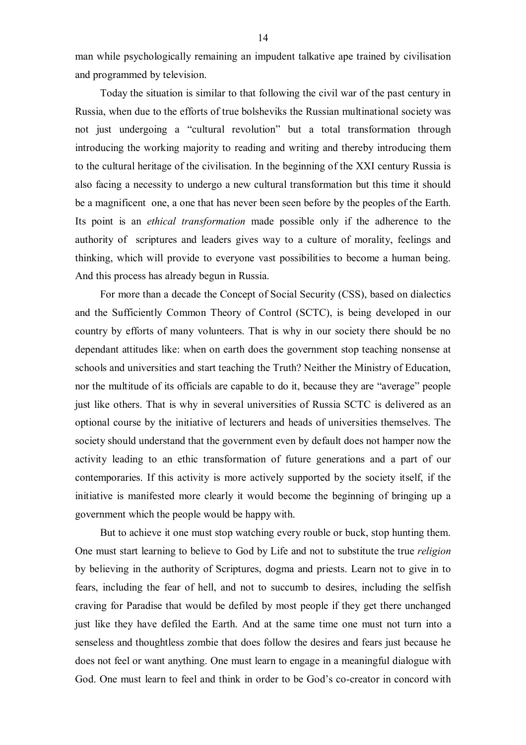man while psychologically remaining an impudent talkative ape trained by civilisation and programmed by television.

Today the situation is similar to that following the civil war of the past century in Russia, when due to the efforts of true bolsheviks the Russian multinational society was not just undergoing a "cultural revolution" but a total transformation through introducing the working majority to reading and writing and thereby introducing them to the cultural heritage of the civilisation. In the beginning of the XXI century Russia is also facing a necessity to undergo a new cultural transformation but this time it should be a magnificent one, a one that has never been seen before by the peoples of the Earth. Its point is an *ethical transformation* made possible only if the adherence to the authority of scriptures and leaders gives way to a culture of morality, feelings and thinking, which will provide to everyone vast possibilities to become a human being. And this process has already begun in Russia.

For more than a decade the Concept of Social Security (CSS), based on dialectics and the Sufficiently Common Theory of Control (SCTC), is being developed in our country by efforts of many volunteers. That is why in our society there should be no dependant attitudes like: when on earth does the government stop teaching nonsense at schools and universities and start teaching the Truth? Neither the Ministry of Education, nor the multitude of its officials are capable to do it, because they are "average" people just like others. That is why in several universities of Russia SCTC is delivered as an optional course by the initiative of lecturers and heads of universities themselves. The society should understand that the government even by default does not hamper now the activity leading to an ethic transformation of future generations and a part of our contemporaries. If this activity is more actively supported by the society itself, if the initiative is manifested more clearly it would become the beginning of bringing up a government which the people would be happy with.

But to achieve it one must stop watching every rouble or buck, stop hunting them. One must start learning to believe to God by Life and not to substitute the true *religion* by believing in the authority of Scriptures, dogma and priests. Learn not to give in to fears, including the fear of hell, and not to succumb to desires, including the selfish craving for Paradise that would be defiled by most people if they get there unchanged just like they have defiled the Earth. And at the same time one must not turn into a senseless and thoughtless zombie that does follow the desires and fears just because he does not feel or want anything. One must learn to engage in a meaningful dialogue with God. One must learn to feel and think in order to be God's co-creator in concord with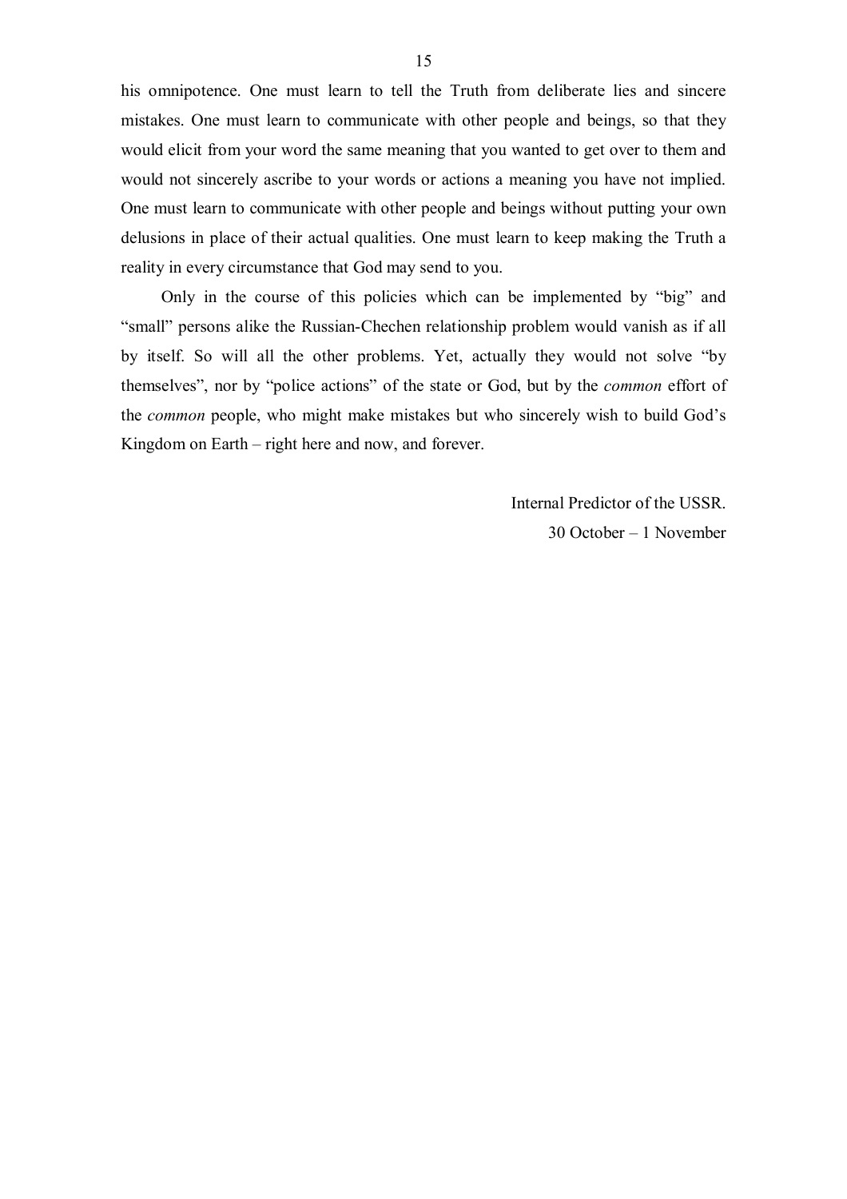his omnipotence. One must learn to tell the Truth from deliberate lies and sincere mistakes. One must learn to communicate with other people and beings, so that they would elicit from your word the same meaning that you wanted to get over to them and would not sincerely ascribe to your words or actions a meaning you have not implied. One must learn to communicate with other people and beings without putting your own delusions in place of their actual qualities. One must learn to keep making the Truth a reality in every circumstance that God may send to you.

Only in the course of this policies which can be implemented by "big" and "small" persons alike the Russian-Chechen relationship problem would vanish as if all by itself. So will all the other problems. Yet, actually they would not solve "by themselves", nor by "police actions" of the state or God, but by the *common* effort of the *common* people, who might make mistakes but who sincerely wish to build God's Kingdom on Earth – right here and now, and forever.

Internal Predictor of the USSR.
30 October – 1 November